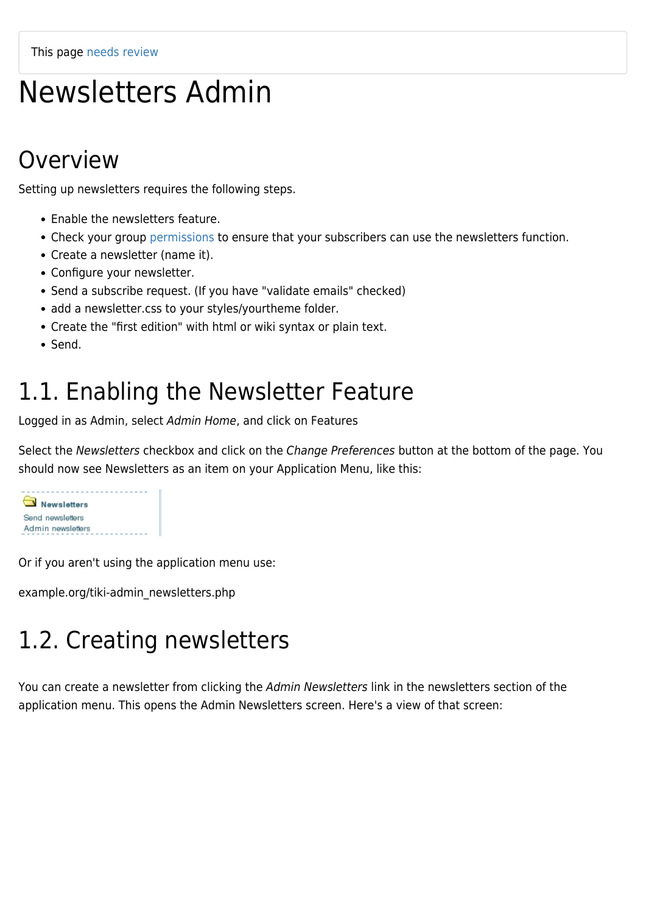This page needs review

# Newsletters Admin

## Overview

Setting up newsletters requires the following steps.

- Enable the newsletters feature.
- Check your group permissions to ensure that your subscribers can use the newsletters function.
- Create a newsletter (name it).
- Configure your newsletter.
- Send a subscribe request. (If you have "validate emails" checked)
- add a newsletter.css to your styles/yourtheme folder.
- Create the "first edition" with html or wiki syntax or plain text.
- Send.

## 1.1. Enabling the Newsletter Feature

Logged in as Admin, select *Admin Home*, and click on Features

Select the *Newsletters* checkbox and click on the *Change Preferences* button at the bottom of the page. You should now see Newsletters as an item on your Application Menu, like this:

Newsletters
Send newsletters
Admin newsletters

Or if you aren't using the application menu use:

example.org/tiki-admin_newsletters.php

## 1.2. Creating newsletters

You can create a newsletter from clicking the *Admin Newsletters* link in the newsletters section of the application menu. This opens the Admin Newsletters screen. Here's a view of that screen: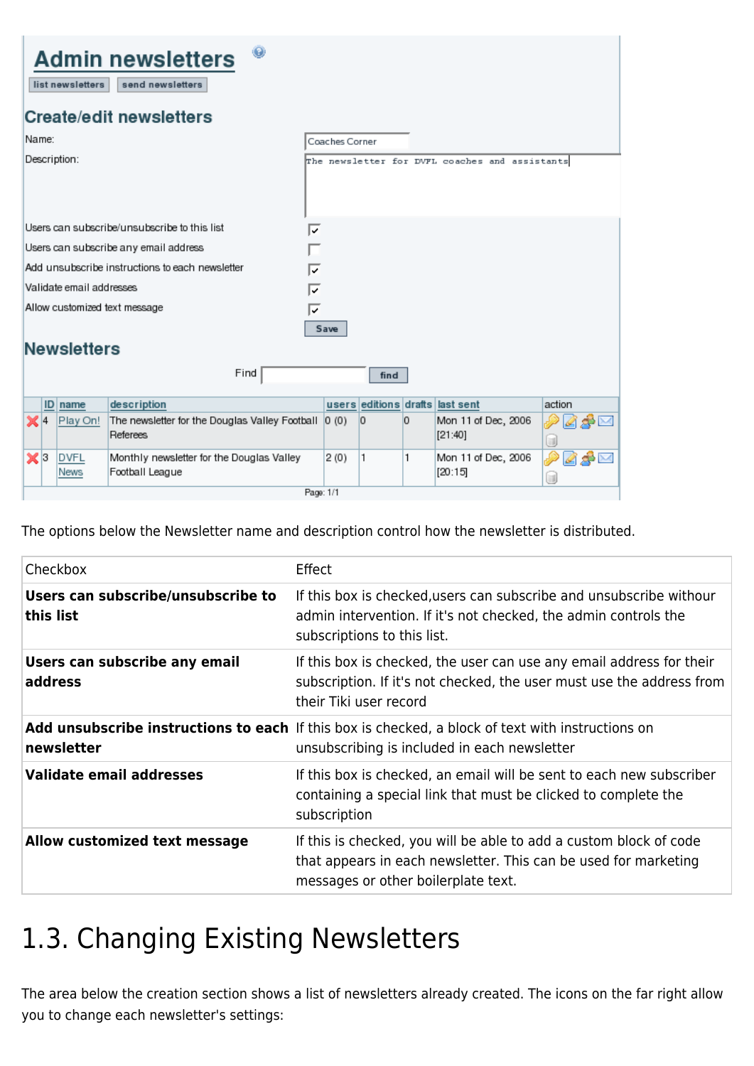# Admin newsletters

list newsletters | send newsletters

## Create/edit newsletters

| | |
|---|---|
| Name: | Coaches Corner |
| Description: | The newsletter for DVFL coaches and assistants |
| Users can subscribe/unsubscribe to this list | ☑ |
| Users can subscribe any email address | ☐ |
| Add unsubscribe instructions to each newsletter | ☑ |
| Validate email addresses | ☑ |
| Allow customized text message | ☑ |

Save

## Newsletters

Find [ ] find

| | ID | name | description | users | editions | drafts | last sent | action |
|---|---|---|---|---|---|---|---|---|
| ✗ | 4 | Play On! | The newsletter for the Douglas Valley Football Referees | 0 (0) | 0 | 0 | Mon 11 of Dec, 2006 [21:40] | |
| ✗ | 3 | DVFL News | Monthly newsletter for the Douglas Valley Football League | 2 (0) | 1 | 1 | Mon 11 of Dec, 2006 [20:15] | |

Page: 1/1

The options below the Newsletter name and description control how the newsletter is distributed.

| Checkbox | Effect |
|---|---|
| **Users can subscribe/unsubscribe to this list** | If this box is checked,users can subscribe and unsubscribe withour admin intervention. If it's not checked, the admin controls the subscriptions to this list. |
| **Users can subscribe any email address** | If this box is checked, the user can use any email address for their subscription. If it's not checked, the user must use the address from their Tiki user record |
| **Add unsubscribe instructions to each newsletter** | If this box is checked, a block of text with instructions on unsubscribing is included in each newsletter |
| **Validate email addresses** | If this box is checked, an email will be sent to each new subscriber containing a special link that must be clicked to complete the subscription |
| **Allow customized text message** | If this is checked, you will be able to add a custom block of code that appears in each newsletter. This can be used for marketing messages or other boilerplate text. |

# 1.3. Changing Existing Newsletters

The area below the creation section shows a list of newsletters already created. The icons on the far right allow you to change each newsletter's settings: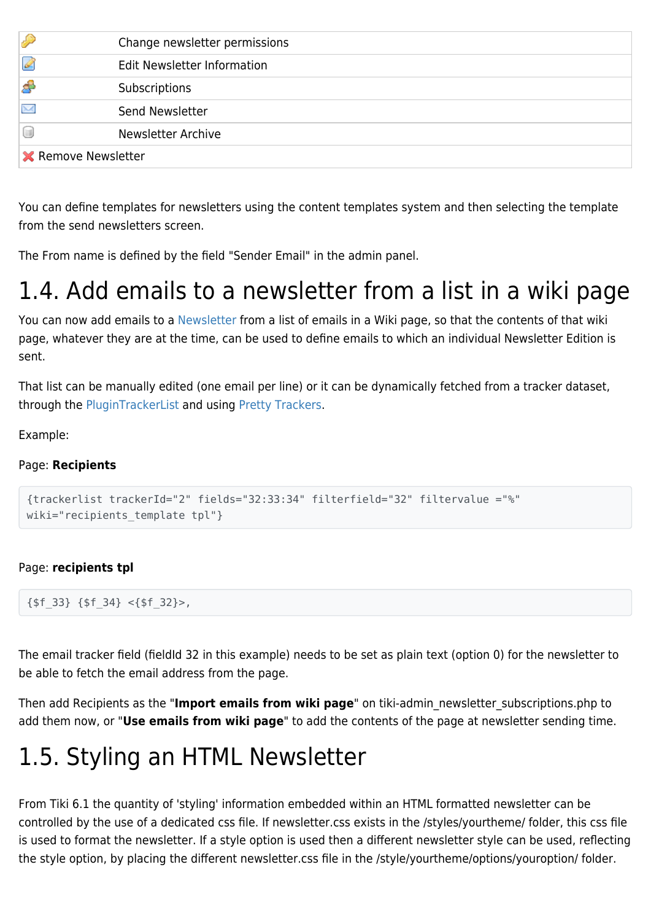|  |  |
|---|---|
|  | Change newsletter permissions |
|  | Edit Newsletter Information |
|  | Subscriptions |
|  | Send Newsletter |
|  | Newsletter Archive |
| Remove Newsletter | |

You can define templates for newsletters using the content templates system and then selecting the template from the send newsletters screen.

The From name is defined by the field "Sender Email" in the admin panel.

# 1.4. Add emails to a newsletter from a list in a wiki page

You can now add emails to a Newsletter from a list of emails in a Wiki page, so that the contents of that wiki page, whatever they are at the time, can be used to define emails to which an individual Newsletter Edition is sent.

That list can be manually edited (one email per line) or it can be dynamically fetched from a tracker dataset, through the PluginTrackerList and using Pretty Trackers.

Example:

Page: **Recipients**

```
{trackerlist trackerId="2" fields="32:33:34" filterfield="32" filtervalue ="%"
wiki="recipients_template tpl"}
```

Page: **recipients tpl**

```
{$f_33} {$f_34} <{$f_32}>,
```

The email tracker field (fieldId 32 in this example) needs to be set as plain text (option 0) for the newsletter to be able to fetch the email address from the page.

Then add Recipients as the "**Import emails from wiki page**" on tiki-admin_newsletter_subscriptions.php to add them now, or "**Use emails from wiki page**" to add the contents of the page at newsletter sending time.

# 1.5. Styling an HTML Newsletter

From Tiki 6.1 the quantity of 'styling' information embedded within an HTML formatted newsletter can be controlled by the use of a dedicated css file. If newsletter.css exists in the /styles/yourtheme/ folder, this css file is used to format the newsletter. If a style option is used then a different newsletter style can be used, reflecting the style option, by placing the different newsletter.css file in the /style/yourtheme/options/youroption/ folder.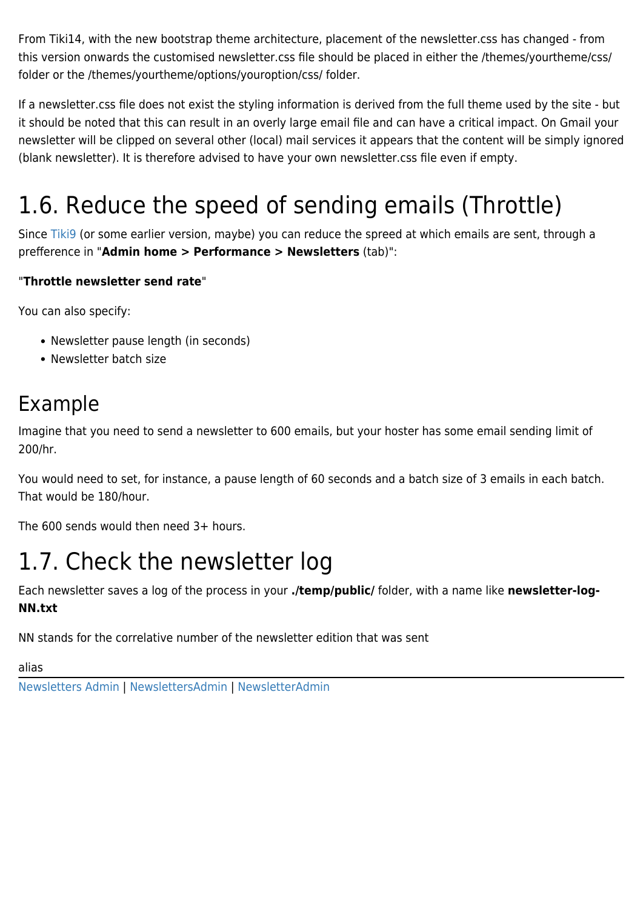From Tiki14, with the new bootstrap theme architecture, placement of the newsletter.css has changed - from this version onwards the customised newsletter.css file should be placed in either the /themes/yourtheme/css/ folder or the /themes/yourtheme/options/youroption/css/ folder.

If a newsletter.css file does not exist the styling information is derived from the full theme used by the site - but it should be noted that this can result in an overly large email file and can have a critical impact. On Gmail your newsletter will be clipped on several other (local) mail services it appears that the content will be simply ignored (blank newsletter). It is therefore advised to have your own newsletter.css file even if empty.

# 1.6. Reduce the speed of sending emails (Throttle)

Since Tiki9 (or some earlier version, maybe) you can reduce the spreed at which emails are sent, through a prefference in "**Admin home > Performance > Newsletters** (tab)":

"**Throttle newsletter send rate**"

You can also specify:

- Newsletter pause length (in seconds)
- Newsletter batch size

## Example

Imagine that you need to send a newsletter to 600 emails, but your hoster has some email sending limit of 200/hr.

You would need to set, for instance, a pause length of 60 seconds and a batch size of 3 emails in each batch. That would be 180/hour.

The 600 sends would then need 3+ hours.

# 1.7. Check the newsletter log

Each newsletter saves a log of the process in your **./temp/public/** folder, with a name like **newsletter-log-NN.txt**

NN stands for the correlative number of the newsletter edition that was sent

alias

Newsletters Admin | NewslettersAdmin | NewsletterAdmin